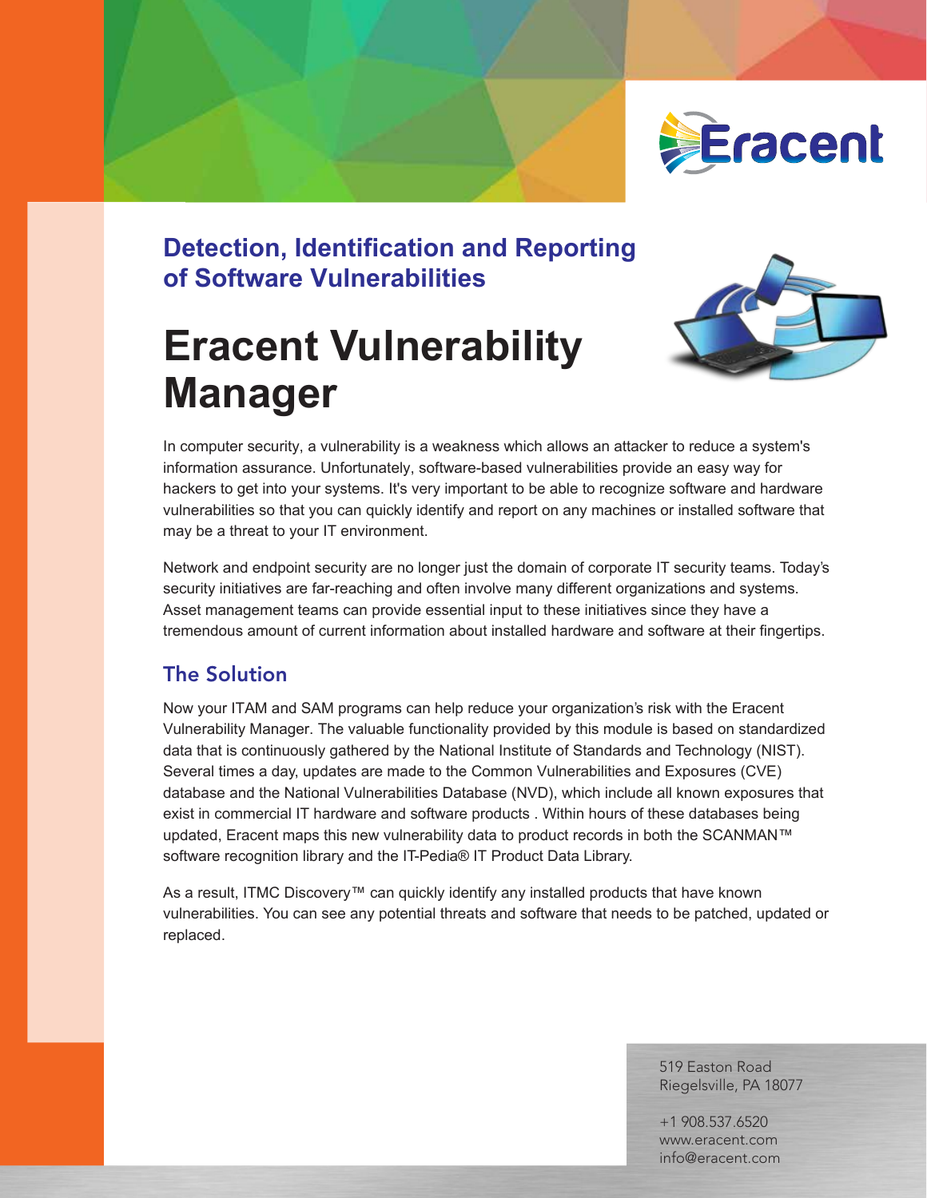## Detection, Identification and Reporting of Software Vulnerabilities

# Eracent Vulnerability Manager

In computer security, a vulnerability is a weakness which allows an attacker to reduce a system's information assurance. Unfortunately, software-based vulnerabilities provide an easy way for hackers to get into your systems. It's very important to be able to recognize software and hardware vulnerabilities so that you can quickly identify and report on any machines or installed software that may be a threat to your IT environment.

Network and endpoint security are no longer just the domain of corporate IT security teams. Today's security initiatives are far-reaching and often involve many different organizations and systems. Asset management teams can provide essential input to these initiatives since they have a tremendous amount of current information about installed hardware and software at their fingertips.

## The Solution

Now your ITAM and SAM programs can help reduce your organization's risk with the Eracent Vulnerability Manager. The valuable functionality provided by this module is based on standardized data that is continuously gathered by the National Institute of Standards and Technology (NIST). Several times a day, updates are made to the Common Vulnerabilities and Exposures (CVE) database and the National Vulnerabilities Database (NVD), which include all known exposures that exist in commercial IT hardware and software products . Within hours of these databases being updated, Eracent maps this new vulnerability data to product records in both the SCANMAN™ software recognition library and the IT-Pedia® IT Product Data Library.

As a result, ITMC Discovery™ can quickly identify any installed products that have known vulnerabilities. You can see any potential threats and software that needs to be patched, updated or replaced.

519 Easton Road
Riegelsville, PA 18077

+1 908.537.6520
www.eracent.com
info@eracent.com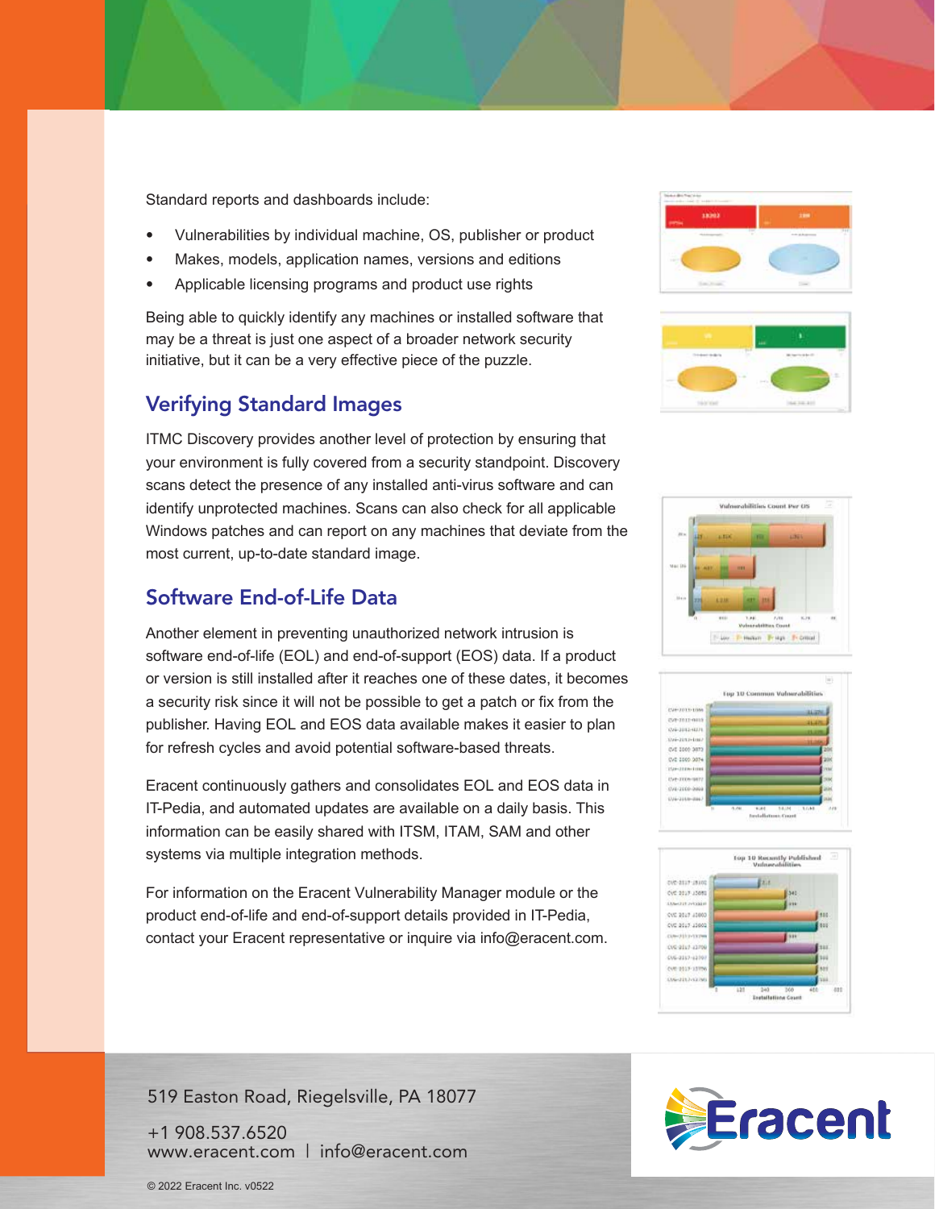Standard reports and dashboards include:

- Vulnerabilities by individual machine, OS, publisher or product
- Makes, models, application names, versions and editions
- Applicable licensing programs and product use rights

Being able to quickly identify any machines or installed software that may be a threat is just one aspect of a broader network security initiative, but it can be a very effective piece of the puzzle.

## Verifying Standard Images

ITMC Discovery provides another level of protection by ensuring that your environment is fully covered from a security standpoint. Discovery scans detect the presence of any installed anti-virus software and can identify unprotected machines. Scans can also check for all applicable Windows patches and can report on any machines that deviate from the most current, up-to-date standard image.

## Software End-of-Life Data

Another element in preventing unauthorized network intrusion is software end-of-life (EOL) and end-of-support (EOS) data. If a product or version is still installed after it reaches one of these dates, it becomes a security risk since it will not be possible to get a patch or fix from the publisher. Having EOL and EOS data available makes it easier to plan for refresh cycles and avoid potential software-based threats.

Eracent continuously gathers and consolidates EOL and EOS data in IT-Pedia, and automated updates are available on a daily basis. This information can be easily shared with ITSM, ITAM, SAM and other systems via multiple integration methods.

For information on the Eracent Vulnerability Manager module or the product end-of-life and end-of-support details provided in IT-Pedia, contact your Eracent representative or inquire via info@eracent.com.

Vulnerabilities Count Per OS

Top 10 Common Vulnerabilities

Top 10 Recently Published Vulnerabilities

519 Easton Road, Riegelsville, PA 18077

+1 908.537.6520
www.eracent.com | info@eracent.com

Eracent

© 2022 Eracent Inc. v0522